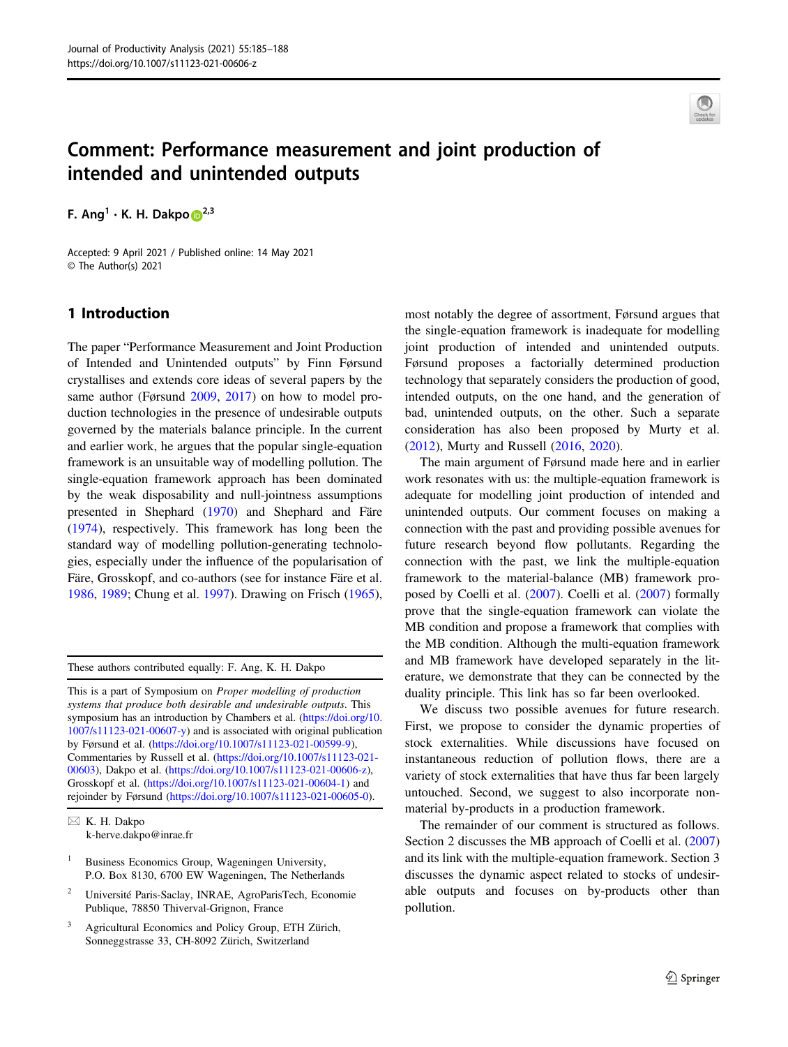# Comment: Performance measurement and joint production of intended and unintended outputs

**F. Ang**[1] · **K. H. Dakpo**[2,3]

Accepted: 9 April 2021 / Published online: 14 May 2021
© The Author(s) 2021

## 1 Introduction

The paper "Performance Measurement and Joint Production of Intended and Unintended outputs" by Finn Førsund crystallises and extends core ideas of several papers by the same author (Førsund 2009, 2017) on how to model production technologies in the presence of undesirable outputs governed by the materials balance principle. In the current and earlier work, he argues that the popular single-equation framework is an unsuitable way of modelling pollution. The single-equation framework approach has been dominated by the weak disposability and null-jointness assumptions presented in Shephard (1970) and Shephard and Färe (1974), respectively. This framework has long been the standard way of modelling pollution-generating technologies, especially under the influence of the popularisation of Färe, Grosskopf, and co-authors (see for instance Färe et al. 1986, 1989; Chung et al. 1997). Drawing on Frisch (1965), most notably the degree of assortment, Førsund argues that the single-equation framework is inadequate for modelling joint production of intended and unintended outputs. Førsund proposes a factorially determined production technology that separately considers the production of good, intended outputs, on the one hand, and the generation of bad, unintended outputs, on the other. Such a separate consideration has also been proposed by Murty et al. (2012), Murty and Russell (2016, 2020).

The main argument of Førsund made here and in earlier work resonates with us: the multiple-equation framework is adequate for modelling joint production of intended and unintended outputs. Our comment focuses on making a connection with the past and providing possible avenues for future research beyond flow pollutants. Regarding the connection with the past, we link the multiple-equation framework to the material-balance (MB) framework proposed by Coelli et al. (2007). Coelli et al. (2007) formally prove that the single-equation framework can violate the MB condition and propose a framework that complies with the MB condition. Although the multi-equation framework and MB framework have developed separately in the literature, we demonstrate that they can be connected by the duality principle. This link has so far been overlooked.

We discuss two possible avenues for future research. First, we propose to consider the dynamic properties of stock externalities. While discussions have focused on instantaneous reduction of pollution flows, there are a variety of stock externalities that have thus far been largely untouched. Second, we suggest to also incorporate non-material by-products in a production framework.

The remainder of our comment is structured as follows. Section 2 discusses the MB approach of Coelli et al. (2007) and its link with the multiple-equation framework. Section 3 discusses the dynamic aspect related to stocks of undesirable outputs and focuses on by-products other than pollution.

---

These authors contributed equally: F. Ang, K. H. Dakpo

This is a part of Symposium on *Proper modelling of production systems that produce both desirable and undesirable outputs*. This symposium has an introduction by Chambers et al. (https://doi.org/10.1007/s11123-021-00607-y) and is associated with original publication by Førsund et al. (https://doi.org/10.1007/s11123-021-00599-9), Commentaries by Russell et al. (https://doi.org/10.1007/s11123-021-00603), Dakpo et al. (https://doi.org/10.1007/s11123-021-00606-z), Grosskopf et al. (https://doi.org/10.1007/s11123-021-00604-1) and rejoinder by Førsund (https://doi.org/10.1007/s11123-021-00605-0).

✉ K. H. Dakpo
k-herve.dakpo@inrae.fr

[1] Business Economics Group, Wageningen University, P.O. Box 8130, 6700 EW Wageningen, The Netherlands

[2] Université Paris-Saclay, INRAE, AgroParisTech, Economie Publique, 78850 Thiverval-Grignon, France

[3] Agricultural Economics and Policy Group, ETH Zürich, Sonneggstrasse 33, CH-8092 Zürich, Switzerland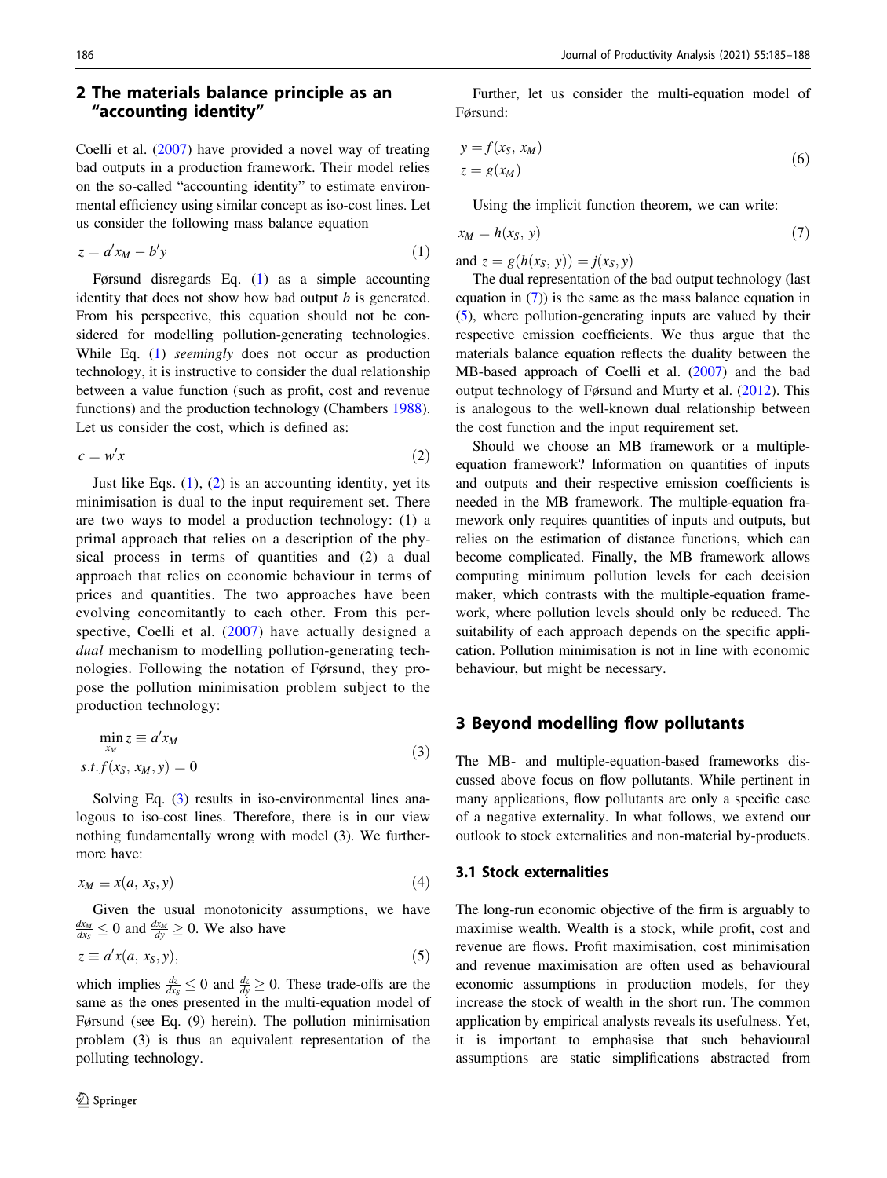## 2 The materials balance principle as an "accounting identity"

Coelli et al. (2007) have provided a novel way of treating bad outputs in a production framework. Their model relies on the so-called "accounting identity" to estimate environmental efficiency using similar concept as iso-cost lines. Let us consider the following mass balance equation

$$z = a'x_M - b'y \tag{1}$$

Førsund disregards Eq. (1) as a simple accounting identity that does not show how bad output $b$ is generated. From his perspective, this equation should not be considered for modelling pollution-generating technologies. While Eq. (1) *seemingly* does not occur as production technology, it is instructive to consider the dual relationship between a value function (such as profit, cost and revenue functions) and the production technology (Chambers 1988). Let us consider the cost, which is defined as:

$$c = w'x \tag{2}$$

Just like Eqs. (1), (2) is an accounting identity, yet its minimisation is dual to the input requirement set. There are two ways to model a production technology: (1) a primal approach that relies on a description of the physical process in terms of quantities and (2) a dual approach that relies on economic behaviour in terms of prices and quantities. The two approaches have been evolving concomitantly to each other. From this perspective, Coelli et al. (2007) have actually designed a *dual* mechanism to modelling pollution-generating technologies. Following the notation of Førsund, they propose the pollution minimisation problem subject to the production technology:

$$\begin{aligned} &\min_{x_M} z \equiv a'x_M \\ &s.t. f(x_S, x_M, y) = 0 \end{aligned} \tag{3}$$

Solving Eq. (3) results in iso-environmental lines analogous to iso-cost lines. Therefore, there is in our view nothing fundamentally wrong with model (3). We furthermore have:

$$x_M \equiv x(a, x_S, y) \tag{4}$$

Given the usual monotonicity assumptions, we have $\frac{dx_M}{dx_S} \leq 0$ and $\frac{dx_M}{dy} \geq 0$. We also have

$$z \equiv a'x(a, x_S, y), \tag{5}$$

which implies $\frac{dz}{dx_S} \leq 0$ and $\frac{dz}{dy} \geq 0$. These trade-offs are the same as the ones presented in the multi-equation model of Førsund (see Eq. (9) herein). The pollution minimisation problem (3) is thus an equivalent representation of the polluting technology.

Further, let us consider the multi-equation model of Førsund:

$$\begin{aligned} &y = f(x_S, x_M) \\ &z = g(x_M) \end{aligned} \tag{6}$$

Using the implicit function theorem, we can write:

$$x_M = h(x_S, y) \tag{7}$$

and $z = g(h(x_S, y)) = j(x_S, y)$

The dual representation of the bad output technology (last equation in (7)) is the same as the mass balance equation in (5), where pollution-generating inputs are valued by their respective emission coefficients. We thus argue that the materials balance equation reflects the duality between the MB-based approach of Coelli et al. (2007) and the bad output technology of Førsund and Murty et al. (2012). This is analogous to the well-known dual relationship between the cost function and the input requirement set.

Should we choose an MB framework or a multiple-equation framework? Information on quantities of inputs and outputs and their respective emission coefficients is needed in the MB framework. The multiple-equation framework only requires quantities of inputs and outputs, but relies on the estimation of distance functions, which can become complicated. Finally, the MB framework allows computing minimum pollution levels for each decision maker, which contrasts with the multiple-equation framework, where pollution levels should only be reduced. The suitability of each approach depends on the specific application. Pollution minimisation is not in line with economic behaviour, but might be necessary.

## 3 Beyond modelling flow pollutants

The MB- and multiple-equation-based frameworks discussed above focus on flow pollutants. While pertinent in many applications, flow pollutants are only a specific case of a negative externality. In what follows, we extend our outlook to stock externalities and non-material by-products.

### 3.1 Stock externalities

The long-run economic objective of the firm is arguably to maximise wealth. Wealth is a stock, while profit, cost and revenue are flows. Profit maximisation, cost minimisation and revenue maximisation are often used as behavioural economic assumptions in production models, for they increase the stock of wealth in the short run. The common application by empirical analysts reveals its usefulness. Yet, it is important to emphasise that such behavioural assumptions are static simplifications abstracted from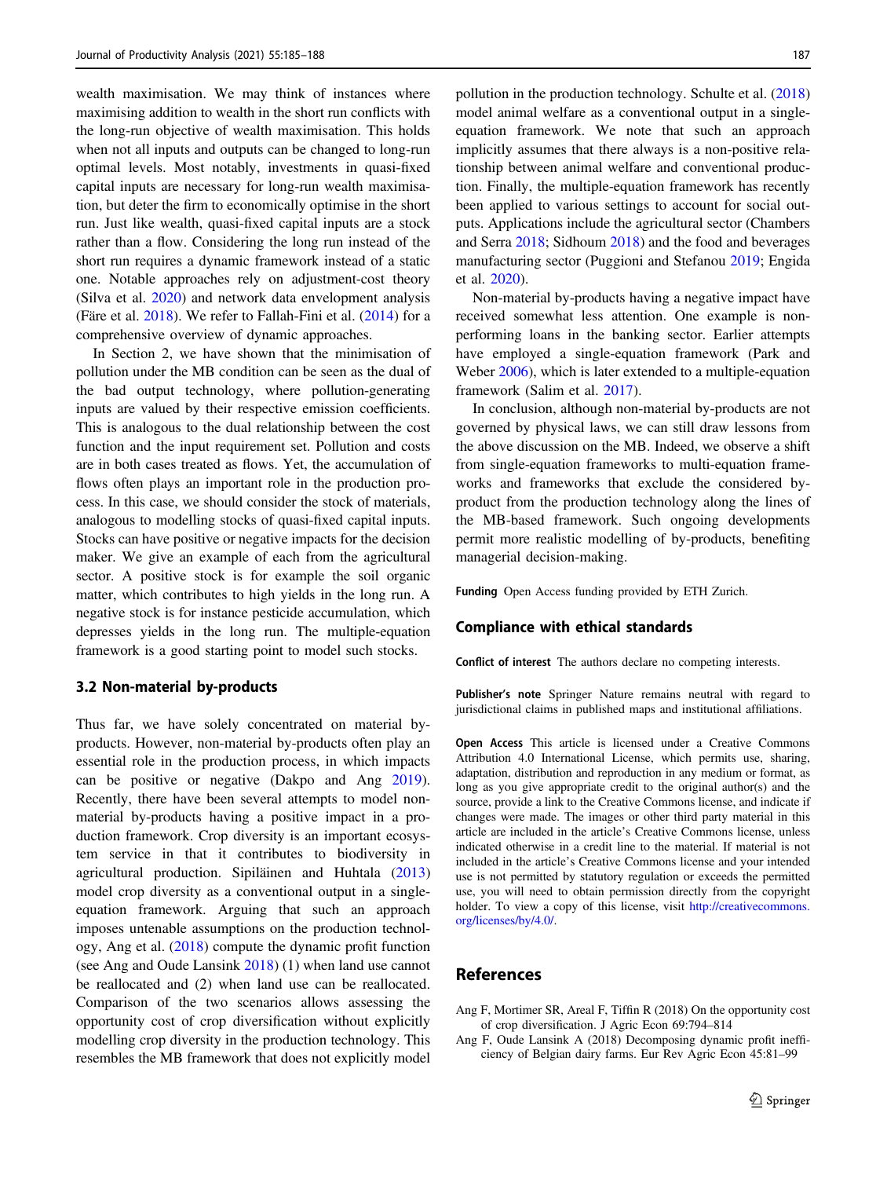wealth maximisation. We may think of instances where maximising addition to wealth in the short run conflicts with the long-run objective of wealth maximisation. This holds when not all inputs and outputs can be changed to long-run optimal levels. Most notably, investments in quasi-fixed capital inputs are necessary for long-run wealth maximisation, but deter the firm to economically optimise in the short run. Just like wealth, quasi-fixed capital inputs are a stock rather than a flow. Considering the long run instead of the short run requires a dynamic framework instead of a static one. Notable approaches rely on adjustment-cost theory (Silva et al. 2020) and network data envelopment analysis (Färe et al. 2018). We refer to Fallah-Fini et al. (2014) for a comprehensive overview of dynamic approaches.

In Section 2, we have shown that the minimisation of pollution under the MB condition can be seen as the dual of the bad output technology, where pollution-generating inputs are valued by their respective emission coefficients. This is analogous to the dual relationship between the cost function and the input requirement set. Pollution and costs are in both cases treated as flows. Yet, the accumulation of flows often plays an important role in the production process. In this case, we should consider the stock of materials, analogous to modelling stocks of quasi-fixed capital inputs. Stocks can have positive or negative impacts for the decision maker. We give an example of each from the agricultural sector. A positive stock is for example the soil organic matter, which contributes to high yields in the long run. A negative stock is for instance pesticide accumulation, which depresses yields in the long run. The multiple-equation framework is a good starting point to model such stocks.

### 3.2 Non-material by-products

Thus far, we have solely concentrated on material by-products. However, non-material by-products often play an essential role in the production process, in which impacts can be positive or negative (Dakpo and Ang 2019). Recently, there have been several attempts to model non-material by-products having a positive impact in a production framework. Crop diversity is an important ecosystem service in that it contributes to biodiversity in agricultural production. Sipiläinen and Huhtala (2013) model crop diversity as a conventional output in a single-equation framework. Arguing that such an approach imposes untenable assumptions on the production technology, Ang et al. (2018) compute the dynamic profit function (see Ang and Oude Lansink 2018) (1) when land use cannot be reallocated and (2) when land use can be reallocated. Comparison of the two scenarios allows assessing the opportunity cost of crop diversification without explicitly modelling crop diversity in the production technology. This resembles the MB framework that does not explicitly model pollution in the production technology. Schulte et al. (2018) model animal welfare as a conventional output in a single-equation framework. We note that such an approach implicitly assumes that there always is a non-positive relationship between animal welfare and conventional production. Finally, the multiple-equation framework has recently been applied to various settings to account for social outputs. Applications include the agricultural sector (Chambers and Serra 2018; Sidhoum 2018) and the food and beverages manufacturing sector (Puggioni and Stefanou 2019; Engida et al. 2020).

Non-material by-products having a negative impact have received somewhat less attention. One example is non-performing loans in the banking sector. Earlier attempts have employed a single-equation framework (Park and Weber 2006), which is later extended to a multiple-equation framework (Salim et al. 2017).

In conclusion, although non-material by-products are not governed by physical laws, we can still draw lessons from the above discussion on the MB. Indeed, we observe a shift from single-equation frameworks to multi-equation frameworks and frameworks that exclude the considered by-product from the production technology along the lines of the MB-based framework. Such ongoing developments permit more realistic modelling of by-products, benefiting managerial decision-making.

**Funding** Open Access funding provided by ETH Zurich.

## Compliance with ethical standards

**Conflict of interest** The authors declare no competing interests.

**Publisher's note** Springer Nature remains neutral with regard to jurisdictional claims in published maps and institutional affiliations.

**Open Access** This article is licensed under a Creative Commons Attribution 4.0 International License, which permits use, sharing, adaptation, distribution and reproduction in any medium or format, as long as you give appropriate credit to the original author(s) and the source, provide a link to the Creative Commons license, and indicate if changes were made. The images or other third party material in this article are included in the article's Creative Commons license, unless indicated otherwise in a credit line to the material. If material is not included in the article's Creative Commons license and your intended use is not permitted by statutory regulation or exceeds the permitted use, you will need to obtain permission directly from the copyright holder. To view a copy of this license, visit http://creativecommons.org/licenses/by/4.0/.

## References

Ang F, Mortimer SR, Areal F, Tiffin R (2018) On the opportunity cost of crop diversification. J Agric Econ 69:794–814

Ang F, Oude Lansink A (2018) Decomposing dynamic profit inefficiency of Belgian dairy farms. Eur Rev Agric Econ 45:81–99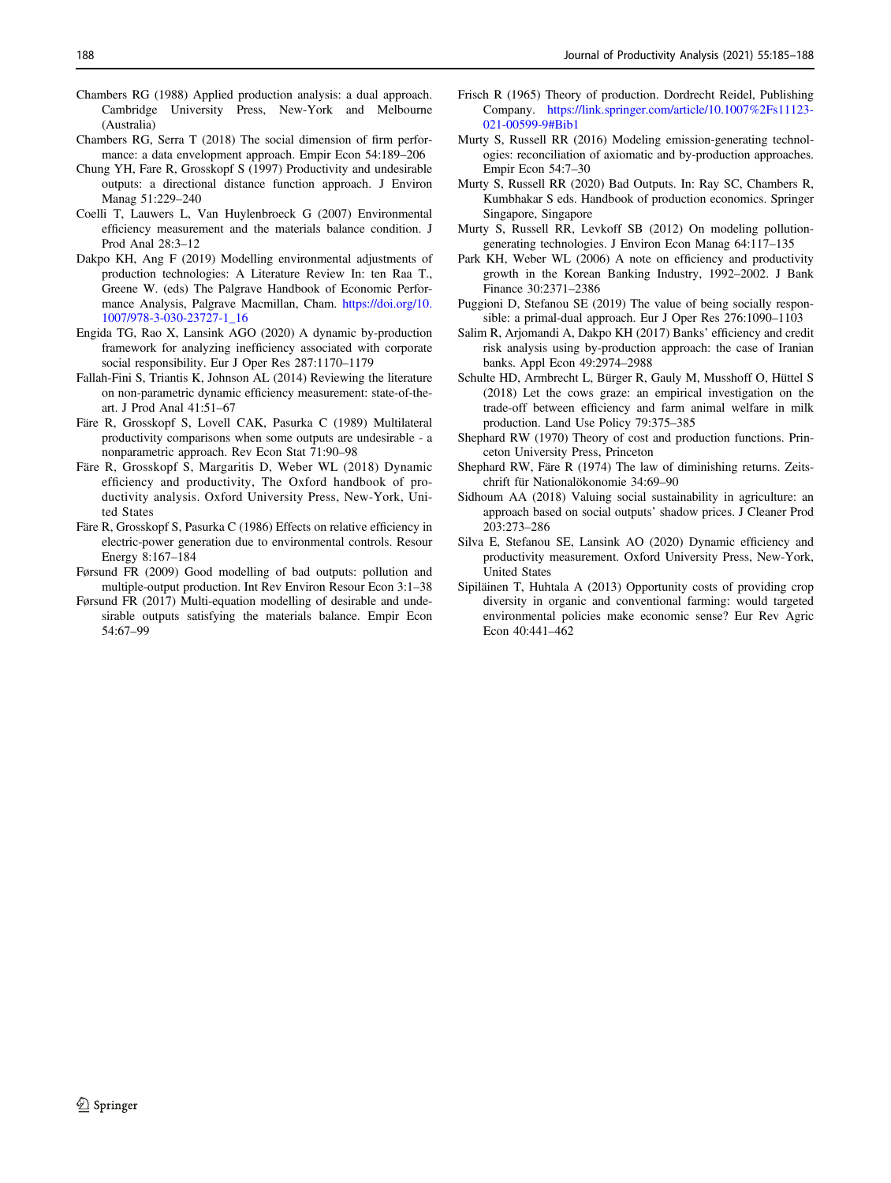Chambers RG (1988) Applied production analysis: a dual approach. Cambridge University Press, New-York and Melbourne (Australia)

Chambers RG, Serra T (2018) The social dimension of firm performance: a data envelopment approach. Empir Econ 54:189–206

Chung YH, Fare R, Grosskopf S (1997) Productivity and undesirable outputs: a directional distance function approach. J Environ Manag 51:229–240

Coelli T, Lauwers L, Van Huylenbroeck G (2007) Environmental efficiency measurement and the materials balance condition. J Prod Anal 28:3–12

Dakpo KH, Ang F (2019) Modelling environmental adjustments of production technologies: A Literature Review In: ten Raa T., Greene W. (eds) The Palgrave Handbook of Economic Performance Analysis, Palgrave Macmillan, Cham. https://doi.org/10.1007/978-3-030-23727-1_16

Engida TG, Rao X, Lansink AGO (2020) A dynamic by-production framework for analyzing inefficiency associated with corporate social responsibility. Eur J Oper Res 287:1170–1179

Fallah-Fini S, Triantis K, Johnson AL (2014) Reviewing the literature on non-parametric dynamic efficiency measurement: state-of-the-art. J Prod Anal 41:51–67

Färe R, Grosskopf S, Lovell CAK, Pasurka C (1989) Multilateral productivity comparisons when some outputs are undesirable - a nonparametric approach. Rev Econ Stat 71:90–98

Färe R, Grosskopf S, Margaritis D, Weber WL (2018) Dynamic efficiency and productivity, The Oxford handbook of productivity analysis. Oxford University Press, New-York, United States

Färe R, Grosskopf S, Pasurka C (1986) Effects on relative efficiency in electric-power generation due to environmental controls. Resour Energy 8:167–184

Førsund FR (2009) Good modelling of bad outputs: pollution and multiple-output production. Int Rev Environ Resour Econ 3:1–38

Førsund FR (2017) Multi-equation modelling of desirable and undesirable outputs satisfying the materials balance. Empir Econ 54:67–99

Frisch R (1965) Theory of production. Dordrecht Reidel, Publishing Company. https://link.springer.com/article/10.1007%2Fs11123-021-00599-9#Bib1

Murty S, Russell RR (2016) Modeling emission-generating technologies: reconciliation of axiomatic and by-production approaches. Empir Econ 54:7–30

Murty S, Russell RR (2020) Bad Outputs. In: Ray SC, Chambers R, Kumbhakar S eds. Handbook of production economics. Springer Singapore, Singapore

Murty S, Russell RR, Levkoff SB (2012) On modeling pollution-generating technologies. J Environ Econ Manag 64:117–135

Park KH, Weber WL (2006) A note on efficiency and productivity growth in the Korean Banking Industry, 1992–2002. J Bank Finance 30:2371–2386

Puggioni D, Stefanou SE (2019) The value of being socially responsible: a primal-dual approach. Eur J Oper Res 276:1090–1103

Salim R, Arjomandi A, Dakpo KH (2017) Banks' efficiency and credit risk analysis using by-production approach: the case of Iranian banks. Appl Econ 49:2974–2988

Schulte HD, Armbrecht L, Bürger R, Gauly M, Musshoff O, Hüttel S (2018) Let the cows graze: an empirical investigation on the trade-off between efficiency and farm animal welfare in milk production. Land Use Policy 79:375–385

Shephard RW (1970) Theory of cost and production functions. Princeton University Press, Princeton

Shephard RW, Färe R (1974) The law of diminishing returns. Zeitschrift für Nationalökonomie 34:69–90

Sidhoum AA (2018) Valuing social sustainability in agriculture: an approach based on social outputs' shadow prices. J Cleaner Prod 203:273–286

Silva E, Stefanou SE, Lansink AO (2020) Dynamic efficiency and productivity measurement. Oxford University Press, New-York, United States

Sipiläinen T, Huhtala A (2013) Opportunity costs of providing crop diversity in organic and conventional farming: would targeted environmental policies make economic sense? Eur Rev Agric Econ 40:441–462